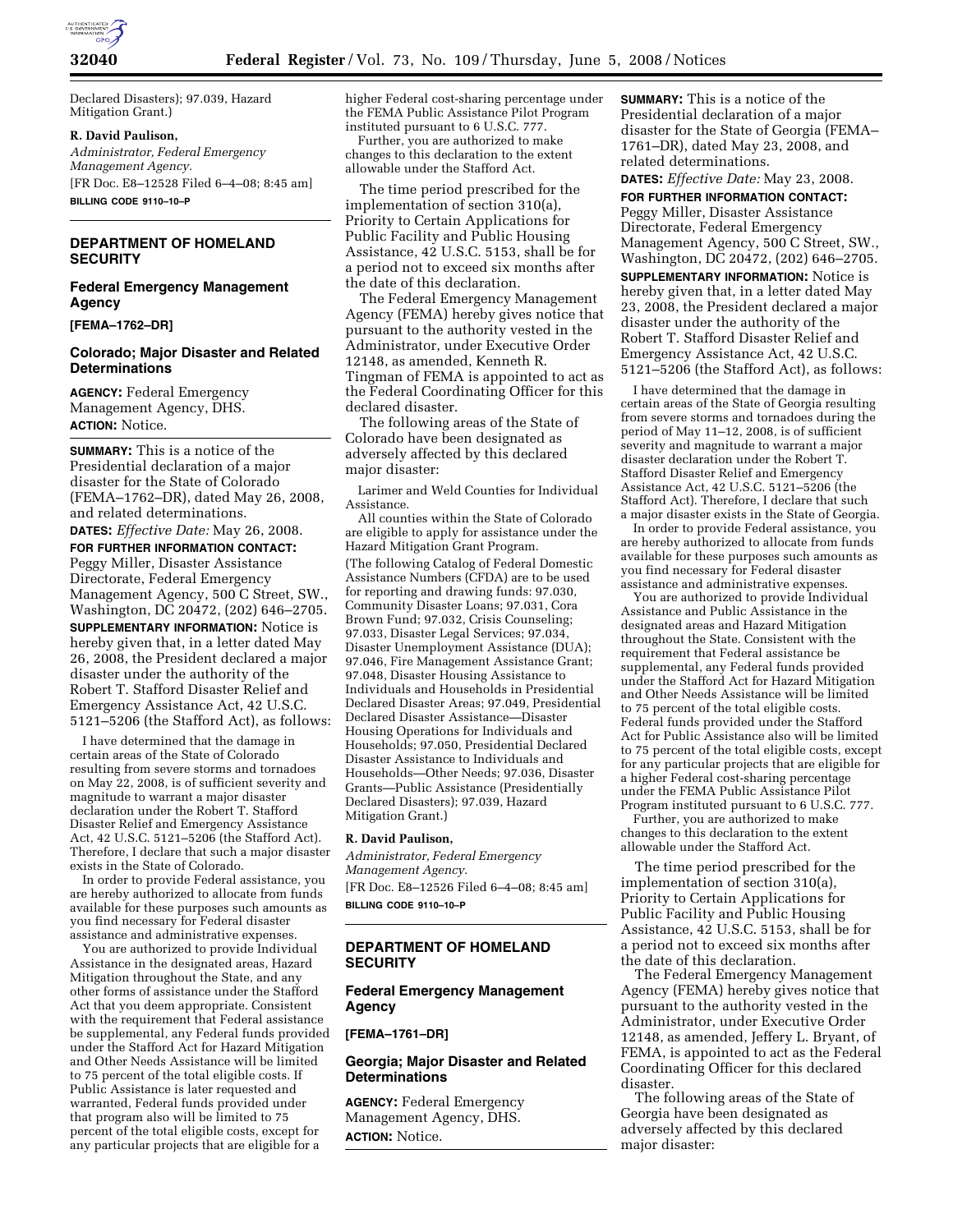Declared Disasters); 97.039, Hazard Mitigation Grant.)

**R. David Paulison,**

*Administrator, Federal Emergency Management Agency.*

[FR Doc. E8–12528 Filed 6–4–08; 8:45 am]

**BILLING CODE 9110–10–P**

## DEPARTMENT OF HOMELAND SECURITY

### Federal Emergency Management Agency

**[FEMA–1762–DR]**

### Colorado; Major Disaster and Related Determinations

**AGENCY:** Federal Emergency Management Agency, DHS.

**ACTION:** Notice.

**SUMMARY:** This is a notice of the Presidential declaration of a major disaster for the State of Colorado (FEMA–1762–DR), dated May 26, 2008, and related determinations.

**DATES:** *Effective Date:* May 26, 2008.

**FOR FURTHER INFORMATION CONTACT:** Peggy Miller, Disaster Assistance Directorate, Federal Emergency Management Agency, 500 C Street, SW., Washington, DC 20472, (202) 646–2705.

**SUPPLEMENTARY INFORMATION:** Notice is hereby given that, in a letter dated May 26, 2008, the President declared a major disaster under the authority of the Robert T. Stafford Disaster Relief and Emergency Assistance Act, 42 U.S.C. 5121–5206 (the Stafford Act), as follows:

I have determined that the damage in certain areas of the State of Colorado resulting from severe storms and tornadoes on May 22, 2008, is of sufficient severity and magnitude to warrant a major disaster declaration under the Robert T. Stafford Disaster Relief and Emergency Assistance Act, 42 U.S.C. 5121–5206 (the Stafford Act). Therefore, I declare that such a major disaster exists in the State of Colorado.

In order to provide Federal assistance, you are hereby authorized to allocate from funds available for these purposes such amounts as you find necessary for Federal disaster assistance and administrative expenses.

You are authorized to provide Individual Assistance in the designated areas, Hazard Mitigation throughout the State, and any other forms of assistance under the Stafford Act that you deem appropriate. Consistent with the requirement that Federal assistance be supplemental, any Federal funds provided under the Stafford Act for Hazard Mitigation and Other Needs Assistance will be limited to 75 percent of the total eligible costs. If Public Assistance is later requested and warranted, Federal funds provided under that program also will be limited to 75 percent of the total eligible costs, except for any particular projects that are eligible for a higher Federal cost-sharing percentage under the FEMA Public Assistance Pilot Program instituted pursuant to 6 U.S.C. 777.

Further, you are authorized to make changes to this declaration to the extent allowable under the Stafford Act.

The time period prescribed for the implementation of section 310(a), Priority to Certain Applications for Public Facility and Public Housing Assistance, 42 U.S.C. 5153, shall be for a period not to exceed six months after the date of this declaration.

The Federal Emergency Management Agency (FEMA) hereby gives notice that pursuant to the authority vested in the Administrator, under Executive Order 12148, as amended, Kenneth R. Tingman of FEMA is appointed to act as the Federal Coordinating Officer for this declared disaster.

The following areas of the State of Colorado have been designated as adversely affected by this declared major disaster:

Larimer and Weld Counties for Individual Assistance.

All counties within the State of Colorado are eligible to apply for assistance under the Hazard Mitigation Grant Program.

(The following Catalog of Federal Domestic Assistance Numbers (CFDA) are to be used for reporting and drawing funds: 97.030, Community Disaster Loans; 97.031, Cora Brown Fund; 97.032, Crisis Counseling; 97.033, Disaster Legal Services; 97.034, Disaster Unemployment Assistance (DUA); 97.046, Fire Management Assistance Grant; 97.048, Disaster Housing Assistance to Individuals and Households in Presidential Declared Disaster Areas; 97.049, Presidential Declared Disaster Assistance—Disaster Housing Operations for Individuals and Households; 97.050, Presidential Declared Disaster Assistance to Individuals and Households—Other Needs; 97.036, Disaster Grants—Public Assistance (Presidentially Declared Disasters); 97.039, Hazard Mitigation Grant.)

**R. David Paulison,**

*Administrator, Federal Emergency Management Agency.*

[FR Doc. E8–12526 Filed 6–4–08; 8:45 am]

**BILLING CODE 9110–10–P**

## DEPARTMENT OF HOMELAND SECURITY

### Federal Emergency Management Agency

**[FEMA–1761–DR]**

### Georgia; Major Disaster and Related Determinations

**AGENCY:** Federal Emergency Management Agency, DHS.

**ACTION:** Notice.

**SUMMARY:** This is a notice of the Presidential declaration of a major disaster for the State of Georgia (FEMA–1761–DR), dated May 23, 2008, and related determinations.

**DATES:** *Effective Date:* May 23, 2008.

**FOR FURTHER INFORMATION CONTACT:** Peggy Miller, Disaster Assistance Directorate, Federal Emergency Management Agency, 500 C Street, SW., Washington, DC 20472, (202) 646–2705.

**SUPPLEMENTARY INFORMATION:** Notice is hereby given that, in a letter dated May 23, 2008, the President declared a major disaster under the authority of the Robert T. Stafford Disaster Relief and Emergency Assistance Act, 42 U.S.C. 5121–5206 (the Stafford Act), as follows:

I have determined that the damage in certain areas of the State of Georgia resulting from severe storms and tornadoes during the period of May 11–12, 2008, is of sufficient severity and magnitude to warrant a major disaster declaration under the Robert T. Stafford Disaster Relief and Emergency Assistance Act, 42 U.S.C. 5121–5206 (the Stafford Act). Therefore, I declare that such a major disaster exists in the State of Georgia.

In order to provide Federal assistance, you are hereby authorized to allocate from funds available for these purposes such amounts as you find necessary for Federal disaster assistance and administrative expenses.

You are authorized to provide Individual Assistance and Public Assistance in the designated areas and Hazard Mitigation throughout the State. Consistent with the requirement that Federal assistance be supplemental, any Federal funds provided under the Stafford Act for Hazard Mitigation and Other Needs Assistance will be limited to 75 percent of the total eligible costs. Federal funds provided under the Stafford Act for Public Assistance also will be limited to 75 percent of the total eligible costs, except for any particular projects that are eligible for a higher Federal cost-sharing percentage under the FEMA Public Assistance Pilot Program instituted pursuant to 6 U.S.C. 777.

Further, you are authorized to make changes to this declaration to the extent allowable under the Stafford Act.

The time period prescribed for the implementation of section 310(a), Priority to Certain Applications for Public Facility and Public Housing Assistance, 42 U.S.C. 5153, shall be for a period not to exceed six months after the date of this declaration.

The Federal Emergency Management Agency (FEMA) hereby gives notice that pursuant to the authority vested in the Administrator, under Executive Order 12148, as amended, Jeffery L. Bryant, of FEMA, is appointed to act as the Federal Coordinating Officer for this declared disaster.

The following areas of the State of Georgia have been designated as adversely affected by this declared major disaster: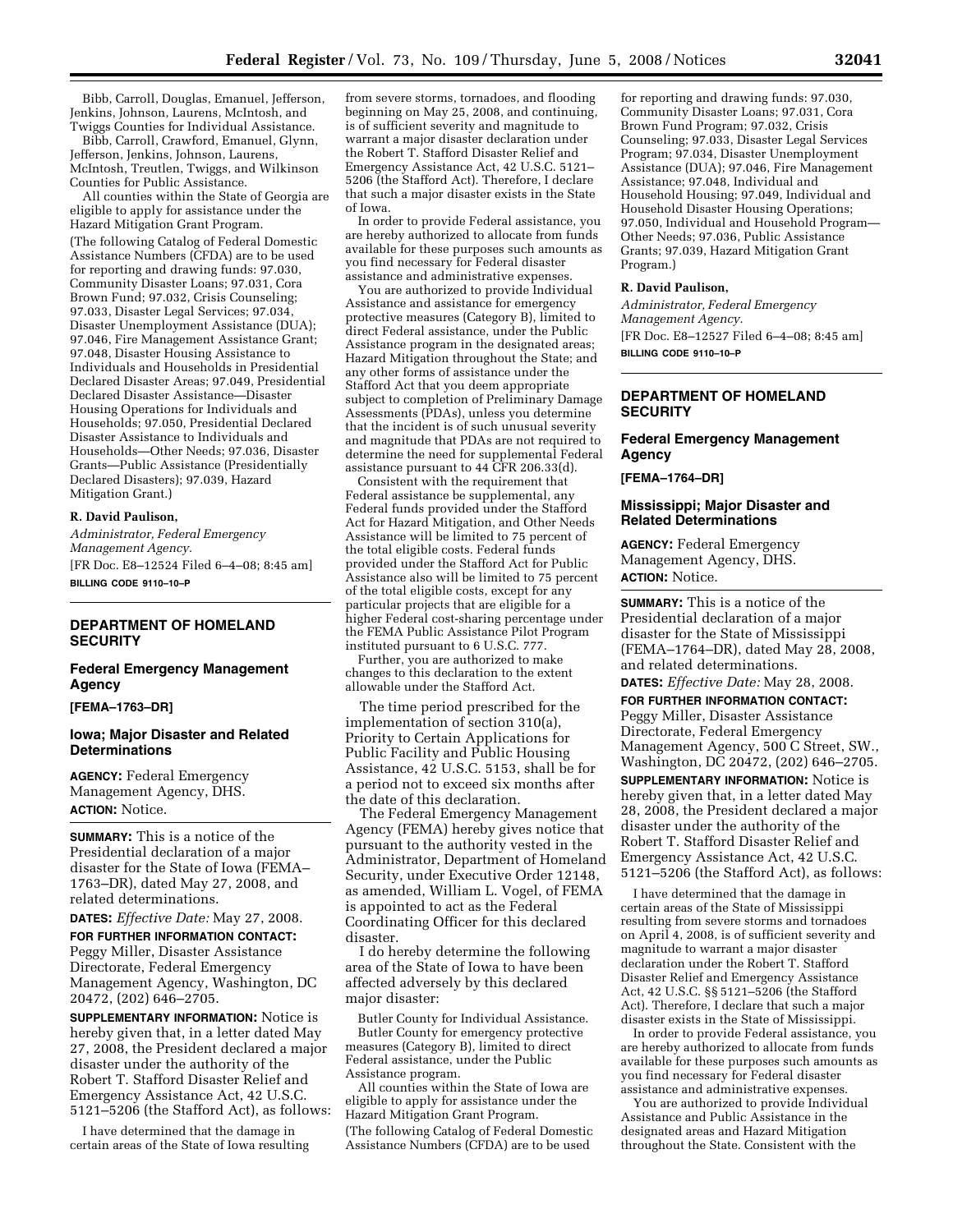Bibb, Carroll, Douglas, Emanuel, Jefferson, Jenkins, Johnson, Laurens, McIntosh, and Twiggs Counties for Individual Assistance.

Bibb, Carroll, Crawford, Emanuel, Glynn, Jefferson, Jenkins, Johnson, Laurens, McIntosh, Treutlen, Twiggs, and Wilkinson Counties for Public Assistance.

All counties within the State of Georgia are eligible to apply for assistance under the Hazard Mitigation Grant Program.

(The following Catalog of Federal Domestic Assistance Numbers (CFDA) are to be used for reporting and drawing funds: 97.030, Community Disaster Loans; 97.031, Cora Brown Fund; 97.032, Crisis Counseling; 97.033, Disaster Legal Services; 97.034, Disaster Unemployment Assistance (DUA); 97.046, Fire Management Assistance Grant; 97.048, Disaster Housing Assistance to Individuals and Households in Presidential Declared Disaster Areas; 97.049, Presidential Declared Disaster Assistance—Disaster Housing Operations for Individuals and Households; 97.050, Presidential Declared Disaster Assistance to Individuals and Households—Other Needs; 97.036, Disaster Grants—Public Assistance (Presidentially Declared Disasters); 97.039, Hazard Mitigation Grant.)

**R. David Paulison,**

*Administrator, Federal Emergency Management Agency.*

[FR Doc. E8–12524 Filed 6–4–08; 8:45 am]

**BILLING CODE 9110–10–P**

---

## DEPARTMENT OF HOMELAND SECURITY

### Federal Emergency Management Agency

**[FEMA–1763–DR]**

### Iowa; Major Disaster and Related Determinations

**AGENCY:** Federal Emergency Management Agency, DHS.

**ACTION:** Notice.

**SUMMARY:** This is a notice of the Presidential declaration of a major disaster for the State of Iowa (FEMA–1763–DR), dated May 27, 2008, and related determinations.

**DATES:** *Effective Date:* May 27, 2008.

**FOR FURTHER INFORMATION CONTACT:** Peggy Miller, Disaster Assistance Directorate, Federal Emergency Management Agency, Washington, DC 20472, (202) 646–2705.

**SUPPLEMENTARY INFORMATION:** Notice is hereby given that, in a letter dated May 27, 2008, the President declared a major disaster under the authority of the Robert T. Stafford Disaster Relief and Emergency Assistance Act, 42 U.S.C. 5121–5206 (the Stafford Act), as follows:

I have determined that the damage in certain areas of the State of Iowa resulting from severe storms, tornadoes, and flooding beginning on May 25, 2008, and continuing, is of sufficient severity and magnitude to warrant a major disaster declaration under the Robert T. Stafford Disaster Relief and Emergency Assistance Act, 42 U.S.C. 5121–5206 (the Stafford Act). Therefore, I declare that such a major disaster exists in the State of Iowa.

In order to provide Federal assistance, you are hereby authorized to allocate from funds available for these purposes such amounts as you find necessary for Federal disaster assistance and administrative expenses.

You are authorized to provide Individual Assistance and assistance for emergency protective measures (Category B), limited to direct Federal assistance, under the Public Assistance program in the designated areas; Hazard Mitigation throughout the State; and any other forms of assistance under the Stafford Act that you deem appropriate subject to completion of Preliminary Damage Assessments (PDAs), unless you determine that the incident is of such unusual severity and magnitude that PDAs are not required to determine the need for supplemental Federal assistance pursuant to 44 CFR 206.33(d).

Consistent with the requirement that Federal assistance be supplemental, any Federal funds provided under the Stafford Act for Hazard Mitigation, and Other Needs Assistance will be limited to 75 percent of the total eligible costs. Federal funds provided under the Stafford Act for Public Assistance also will be limited to 75 percent of the total eligible costs, except for any particular projects that are eligible for a higher Federal cost-sharing percentage under the FEMA Public Assistance Pilot Program instituted pursuant to 6 U.S.C. 777.

Further, you are authorized to make changes to this declaration to the extent allowable under the Stafford Act.

The time period prescribed for the implementation of section 310(a), Priority to Certain Applications for Public Facility and Public Housing Assistance, 42 U.S.C. 5153, shall be for a period not to exceed six months after the date of this declaration.

The Federal Emergency Management Agency (FEMA) hereby gives notice that pursuant to the authority vested in the Administrator, Department of Homeland Security, under Executive Order 12148, as amended, William L. Vogel, of FEMA is appointed to act as the Federal Coordinating Officer for this declared disaster.

I do hereby determine the following area of the State of Iowa to have been affected adversely by this declared major disaster:

Butler County for Individual Assistance.

Butler County for emergency protective measures (Category B), limited to direct Federal assistance, under the Public Assistance program.

All counties within the State of Iowa are eligible to apply for assistance under the Hazard Mitigation Grant Program.

(The following Catalog of Federal Domestic Assistance Numbers (CFDA) are to be used for reporting and drawing funds: 97.030, Community Disaster Loans; 97.031, Cora Brown Fund Program; 97.032, Crisis Counseling; 97.033, Disaster Legal Services Program; 97.034, Disaster Unemployment Assistance (DUA); 97.046, Fire Management Assistance; 97.048, Individual and Household Housing; 97.049, Individual and Household Disaster Housing Operations; 97.050, Individual and Household Program—Other Needs; 97.036, Public Assistance Grants; 97.039, Hazard Mitigation Grant Program.)

**R. David Paulison,**

*Administrator, Federal Emergency Management Agency.*

[FR Doc. E8–12527 Filed 6–4–08; 8:45 am]

**BILLING CODE 9110–10–P**

---

## DEPARTMENT OF HOMELAND SECURITY

### Federal Emergency Management Agency

**[FEMA–1764–DR]**

### Mississippi; Major Disaster and Related Determinations

**AGENCY:** Federal Emergency Management Agency, DHS.

**ACTION:** Notice.

**SUMMARY:** This is a notice of the Presidential declaration of a major disaster for the State of Mississippi (FEMA–1764–DR), dated May 28, 2008, and related determinations.

**DATES:** *Effective Date:* May 28, 2008.

**FOR FURTHER INFORMATION CONTACT:** Peggy Miller, Disaster Assistance Directorate, Federal Emergency Management Agency, 500 C Street, SW., Washington, DC 20472, (202) 646–2705.

**SUPPLEMENTARY INFORMATION:** Notice is hereby given that, in a letter dated May 28, 2008, the President declared a major disaster under the authority of the Robert T. Stafford Disaster Relief and Emergency Assistance Act, 42 U.S.C. 5121–5206 (the Stafford Act), as follows:

I have determined that the damage in certain areas of the State of Mississippi resulting from severe storms and tornadoes on April 4, 2008, is of sufficient severity and magnitude to warrant a major disaster declaration under the Robert T. Stafford Disaster Relief and Emergency Assistance Act, 42 U.S.C. §§ 5121–5206 (the Stafford Act). Therefore, I declare that such a major disaster exists in the State of Mississippi.

In order to provide Federal assistance, you are hereby authorized to allocate from funds available for these purposes such amounts as you find necessary for Federal disaster assistance and administrative expenses.

You are authorized to provide Individual Assistance and Public Assistance in the designated areas and Hazard Mitigation throughout the State. Consistent with the